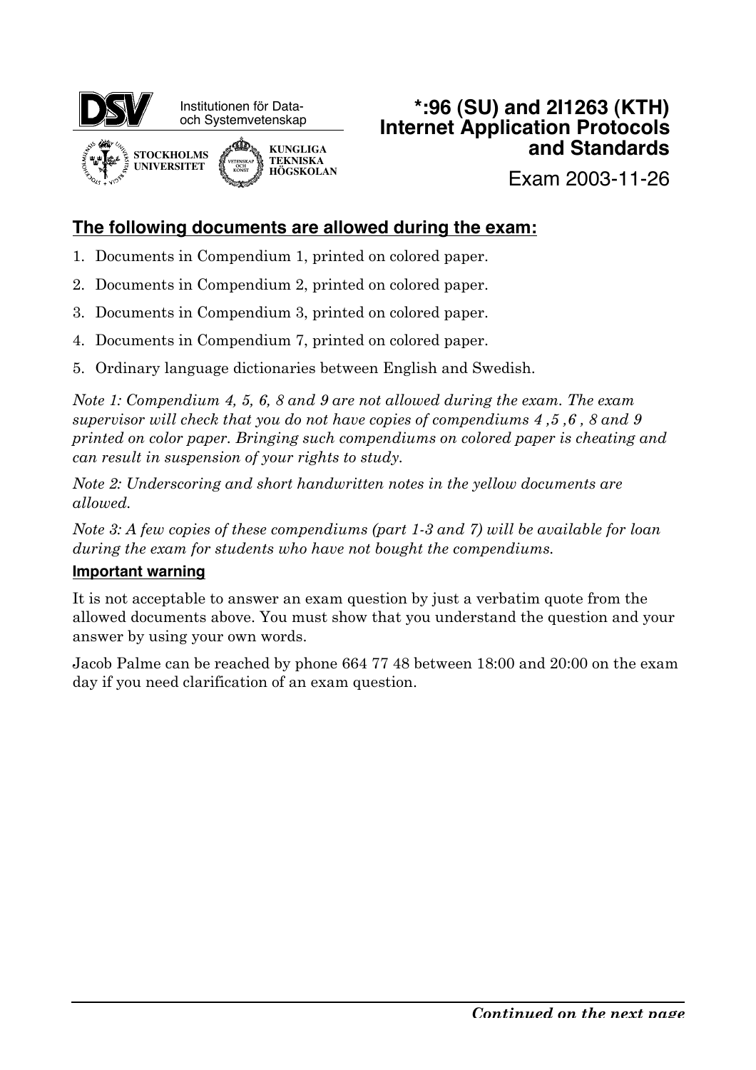Institutionen för Data- och Systemvetenskap

STOCKHOLMS UNIVERSITET

KUNGLIGA TEKNISKA HÖGSKOLAN

# *:96 (SU) and 2I1263 (KTH) Internet Application Protocols and Standards

Exam 2003-11-26

## The following documents are allowed during the exam:

1. Documents in Compendium 1, printed on colored paper.
2. Documents in Compendium 2, printed on colored paper.
3. Documents in Compendium 3, printed on colored paper.
4. Documents in Compendium 7, printed on colored paper.
5. Ordinary language dictionaries between English and Swedish.

*Note 1: Compendium 4, 5, 6, 8 and 9 are not allowed during the exam. The exam supervisor will check that you do not have copies of compendiums 4 ,5 ,6 , 8 and 9 printed on color paper. Bringing such compendiums on colored paper is cheating and can result in suspension of your rights to study.*

*Note 2: Underscoring and short handwritten notes in the yellow documents are allowed.*

*Note 3: A few copies of these compendiums (part 1-3 and 7) will be available for loan during the exam for students who have not bought the compendiums.*

### Important warning

It is not acceptable to answer an exam question by just a verbatim quote from the allowed documents above. You must show that you understand the question and your answer by using your own words.

Jacob Palme can be reached by phone 664 77 48 between 18:00 and 20:00 on the exam day if you need clarification of an exam question.

*Continued on the next page*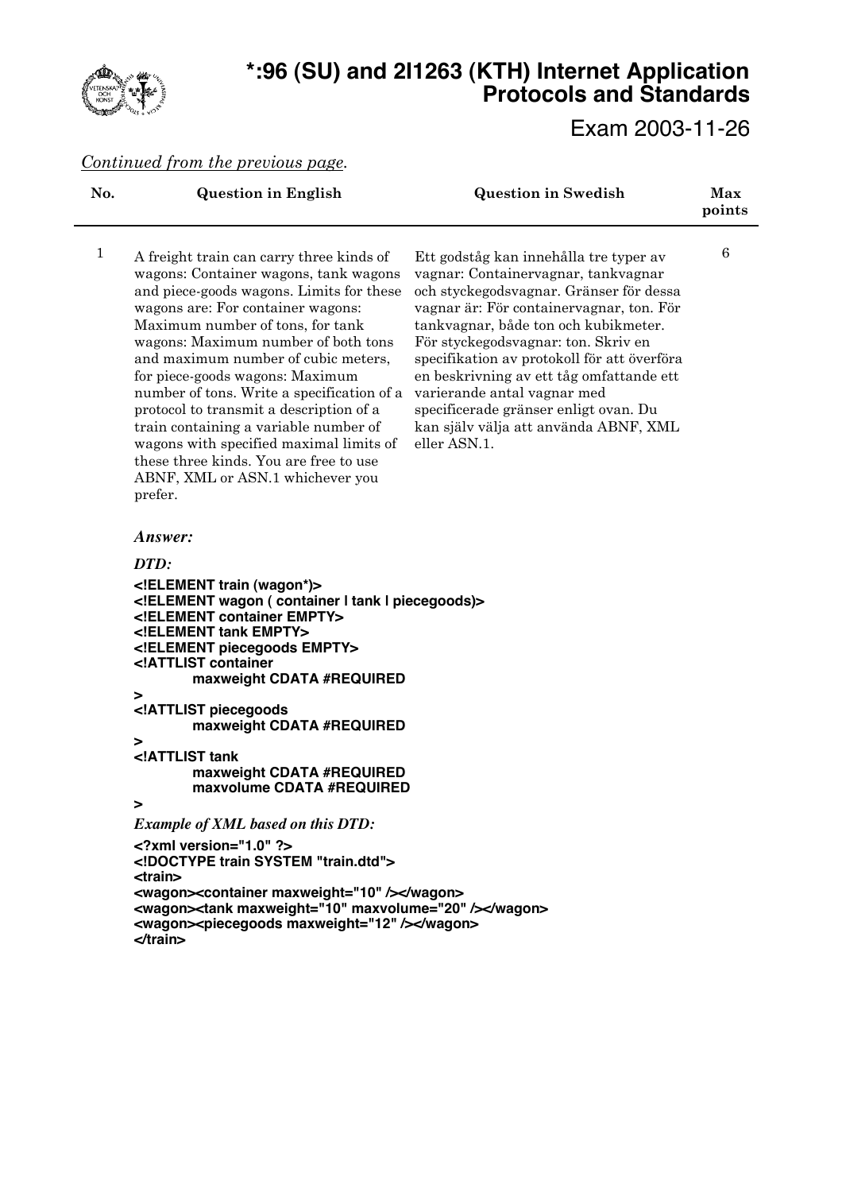*Continued from the previous page.*

| No. | Question in English | Question in Swedish | Max points |
|---|---|---|---|
| 1 | A freight train can carry three kinds of wagons: Container wagons, tank wagons and piece-goods wagons. Limits for these wagons are: For container wagons: Maximum number of tons, for tank wagons: Maximum number of both tons and maximum number of cubic meters, for piece-goods wagons: Maximum number of tons. Write a specification of a protocol to transmit a description of a train containing a variable number of wagons with specified maximal limits of these three kinds. You are free to use ABNF, XML or ASN.1 whichever you prefer. | Ett godståg kan innehålla tre typer av vagnar: Containervagnar, tankvagnar och styckegodsvagnar. Gränser för dessa vagnar är: För containervagnar, ton. För tankvagnar, både ton och kubikmeter. För styckegodsvagnar: ton. Skriv en specifikation av protokoll för att överföra en beskrivning av ett tåg omfattande ett varierande antal vagnar med specificerade gränser enligt ovan. Du kan själv välja att använda ABNF, XML eller ASN.1. | 6 |

***Answer:***

***DTD:***

```
<!ELEMENT train (wagon*)>
<!ELEMENT wagon ( container | tank | piecegoods)>
<!ELEMENT container EMPTY>
<!ELEMENT tank EMPTY>
<!ELEMENT piecegoods EMPTY>
<!ATTLIST container
        maxweight CDATA #REQUIRED
>
<!ATTLIST piecegoods
        maxweight CDATA #REQUIRED
>
<!ATTLIST tank
        maxweight CDATA #REQUIRED
        maxvolume CDATA #REQUIRED
>
```

***Example of XML based on this DTD:***

```
<?xml version="1.0" ?>
<!DOCTYPE train SYSTEM "train.dtd">
<train>
<wagon><container maxweight="10" /></wagon>
<wagon><tank maxweight="10" maxvolume="20" /></wagon>
<wagon><piecegoods maxweight="12" /></wagon>
</train>
```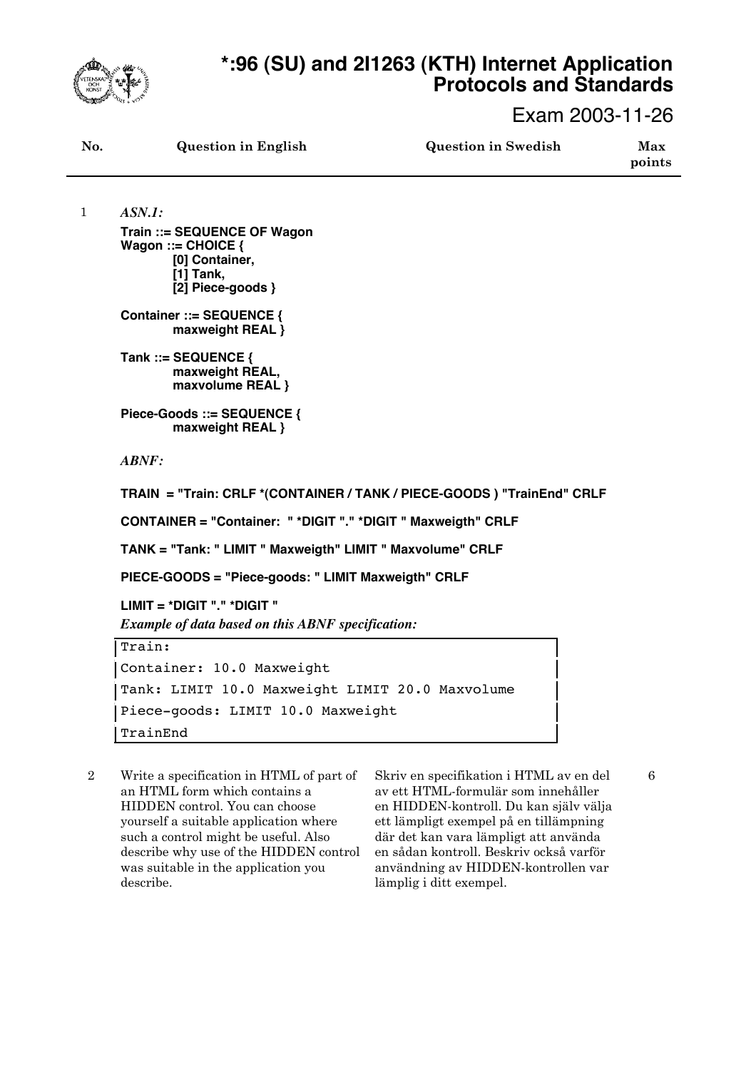# *:96 (SU) and 2I1263 (KTH) Internet Application Protocols and Standards

Exam 2003-11-26

| No. | Question in English | Question in Swedish | Max points |
|---|---|---|---|

1 *ASN.1:*

**Train ::= SEQUENCE OF Wagon**
**Wagon ::= CHOICE {**
**[0] Container,**
**[1] Tank,**
**[2] Piece-goods }**

**Container ::= SEQUENCE {**
**maxweight REAL }**

**Tank ::= SEQUENCE {**
**maxweight REAL,**
**maxvolume REAL }**

**Piece-Goods ::= SEQUENCE {**
**maxweight REAL }**

*ABNF:*

**TRAIN = "Train: CRLF *(CONTAINER / TANK / PIECE-GOODS ) "TrainEnd" CRLF**

**CONTAINER = "Container: " *DIGIT "." *DIGIT " Maxweigth" CRLF**

**TANK = "Tank: " LIMIT " Maxweigth" LIMIT " Maxvolume" CRLF**

**PIECE-GOODS = "Piece-goods: " LIMIT Maxweigth" CRLF**

**LIMIT = *DIGIT "." *DIGIT "**

*Example of data based on this ABNF specification:*

```
Train:
Container: 10.0 Maxweight
Tank: LIMIT 10.0 Maxweight LIMIT 20.0 Maxvolume
Piece-goods: LIMIT 10.0 Maxweight
TrainEnd
```

| No. | Question in English | Question in Swedish | Max points |
|---|---|---|---|
| 2 | Write a specification in HTML of part of an HTML form which contains a HIDDEN control. You can choose yourself a suitable application where such a control might be useful. Also describe why use of the HIDDEN control was suitable in the application you describe. | Skriv en specifikation i HTML av en del av ett HTML-formulär som innehåller en HIDDEN-kontroll. Du kan själv välja ett lämpligt exempel på en tillämpning där det kan vara lämpligt att använda en sådan kontroll. Beskriv också varför användning av HIDDEN-kontrollen var lämplig i ditt exempel. | 6 |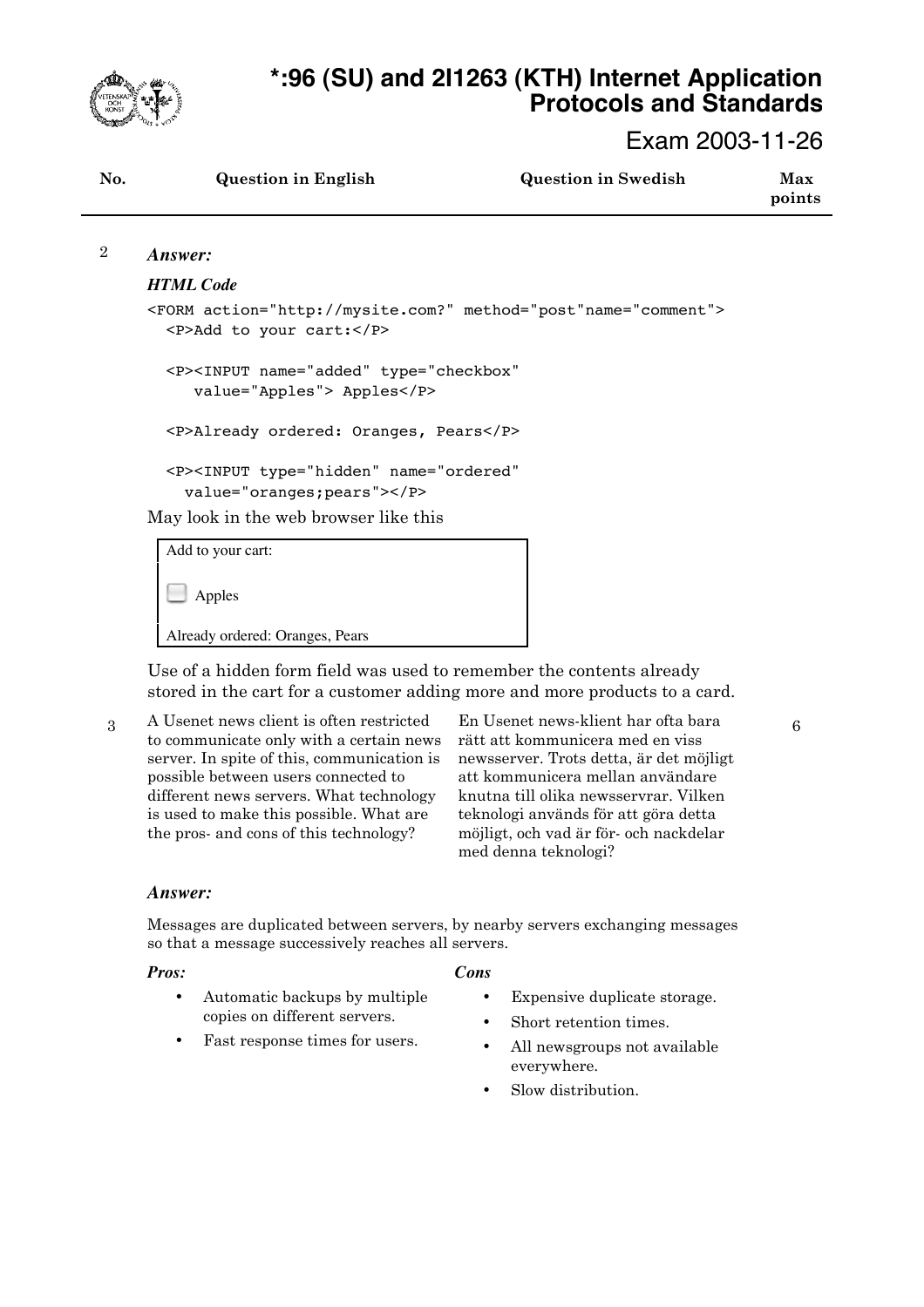| No. | Question in English | Question in Swedish | Max points |
|---|---|---|---|

2

*Answer:*

***HTML Code***

```
<FORM action="http://mysite.com?" method="post"name="comment">
  <P>Add to your cart:</P>

  <P><INPUT name="added" type="checkbox"
     value="Apples"> Apples</P>

  <P>Already ordered: Oranges, Pears</P>

  <P><INPUT type="hidden" name="ordered"
    value="oranges;pears"></P>
```

May look in the web browser like this

```
Add to your cart:

[ ] Apples

Already ordered: Oranges, Pears
```

Use of a hidden form field was used to remember the contents already stored in the cart for a customer adding more and more products to a card.

| No. | Question in English | Question in Swedish | Max points |
|---|---|---|---|
| 3 | A Usenet news client is often restricted to communicate only with a certain news server. In spite of this, communication is possible between users connected to different news servers. What technology is used to make this possible. What are the pros- and cons of this technology? | En Usenet news-klient har ofta bara rätt att kommunicera med en viss newsserver. Trots detta, är det möjligt att kommunicera mellan användare knutna till olika newsservrar. Vilken teknologi används för att göra detta möjligt, och vad är för- och nackdelar med denna teknologi? | 6 |

*Answer:*

Messages are duplicated between servers, by nearby servers exchanging messages so that a message successively reaches all servers.

***Pros:***

- Automatic backups by multiple copies on different servers.
- Fast response times for users.

***Cons***

- Expensive duplicate storage.
- Short retention times.
- All newsgroups not available everywhere.
- Slow distribution.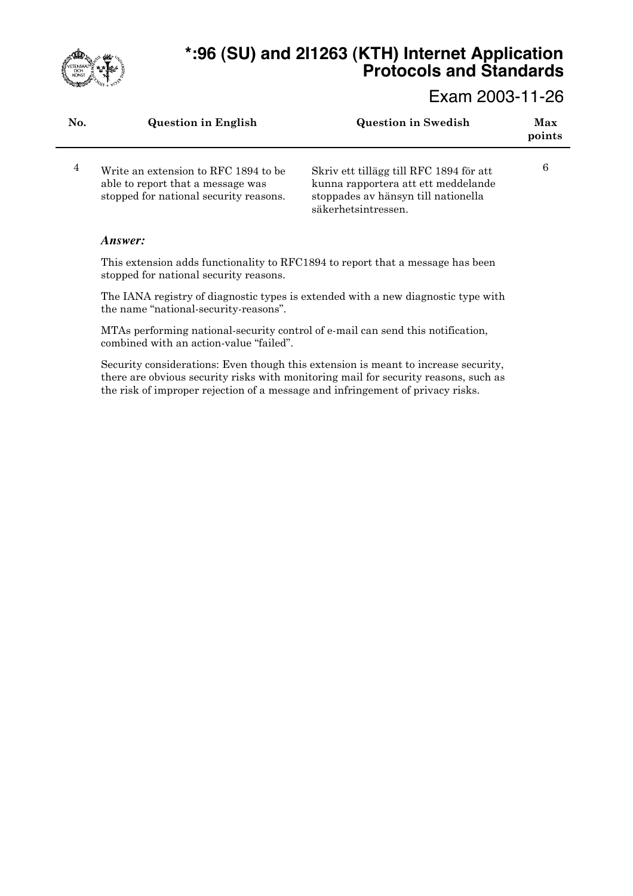# *:96 (SU) and 2I1263 (KTH) Internet Application Protocols and Standards

## Exam 2003-11-26

| No. | Question in English | Question in Swedish | Max points |
| --- | --- | --- | --- |
| 4 | Write an extension to RFC 1894 to be able to report that a message was stopped for national security reasons. | Skriv ett tillägg till RFC 1894 för att kunna rapportera att ett meddelande stoppades av hänsyn till nationella säkerhetsintressen. | 6 |

***Answer:***

This extension adds functionality to RFC1894 to report that a message has been stopped for national security reasons.

The IANA registry of diagnostic types is extended with a new diagnostic type with the name “national-security-reasons”.

MTAs performing national-security control of e-mail can send this notification, combined with an action-value “failed”.

Security considerations: Even though this extension is meant to increase security, there are obvious security risks with monitoring mail for security reasons, such as the risk of improper rejection of a message and infringement of privacy risks.